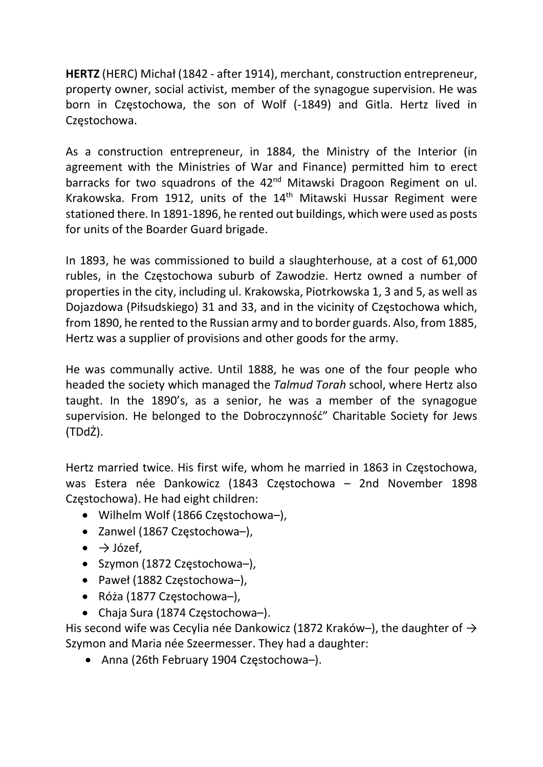**HERTZ** (HERC) Michał (1842 - after 1914), merchant, construction entrepreneur, property owner, social activist, member of the synagogue supervision. He was born in Częstochowa, the son of Wolf (-1849) and Gitla. Hertz lived in Częstochowa.

As a construction entrepreneur, in 1884, the Ministry of the Interior (in agreement with the Ministries of War and Finance) permitted him to erect barracks for two squadrons of the 42nd Mitawski Dragoon Regiment on ul. Krakowska. From 1912, units of the 14th Mitawski Hussar Regiment were stationed there. In 1891-1896, he rented out buildings, which were used as posts for units of the Boarder Guard brigade.

In 1893, he was commissioned to build a slaughterhouse, at a cost of 61,000 rubles, in the Częstochowa suburb of Zawodzie. Hertz owned a number of properties in the city, including ul. Krakowska, Piotrkowska 1, 3 and 5, as well as Dojazdowa (Piłsudskiego) 31 and 33, and in the vicinity of Częstochowa which, from 1890, he rented to the Russian army and to border guards. Also, from 1885, Hertz was a supplier of provisions and other goods for the army.

He was communally active. Until 1888, he was one of the four people who headed the society which managed the *Talmud Torah* school, where Hertz also taught. In the 1890's, as a senior, he was a member of the synagogue supervision. He belonged to the Dobroczynność" Charitable Society for Jews (TDdŻ).

Hertz married twice. His first wife, whom he married in 1863 in Częstochowa, was Estera née Dankowicz (1843 Częstochowa – 2nd November 1898 Częstochowa). He had eight children:

- Wilhelm Wolf (1866 Częstochowa–),
- Zanwel (1867 Częstochowa–),
- → Józef,
- Szymon (1872 Częstochowa–),
- Paweł (1882 Częstochowa–),
- Róża (1877 Częstochowa–),
- Chaja Sura (1874 Częstochowa–).

His second wife was Cecylia née Dankowicz (1872 Kraków–), the daughter of → Szymon and Maria née Szeermesser. They had a daughter:

- Anna (26th February 1904 Częstochowa–).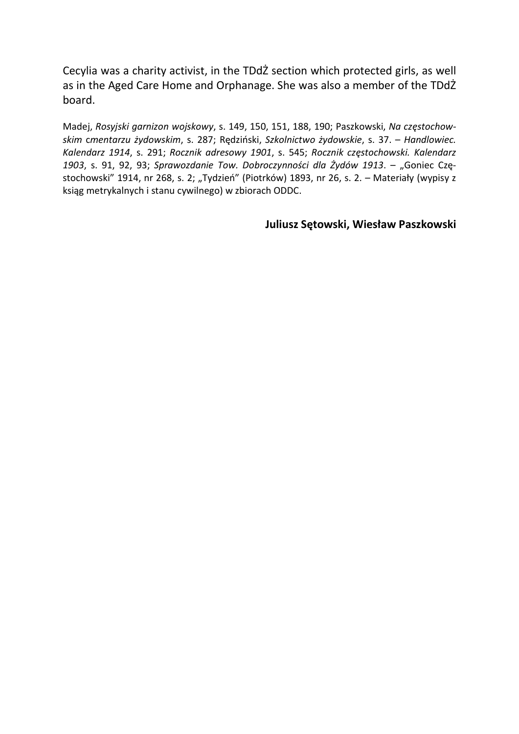Cecylia was a charity activist, in the TDdŻ section which protected girls, as well as in the Aged Care Home and Orphanage. She was also a member of the TDdŻ board.

Madej, *Rosyjski garnizon wojskowy*, s. 149, 150, 151, 188, 190; Paszkowski, *Na częstochowskim* c*mentarzu żydowskim*, s. 287; Rędziński, *Szkolnictwo żydowskie*, s. 37. – *Handlowiec. Kalendarz 1914*, s. 291; *Rocznik adresowy 1901*, s. 545; *Rocznik częstochowski. Kalendarz 1903*, s. 91, 92, 93; *Sprawozdanie Tow. Dobroczynności dla Żydów 1913*. – „Goniec Częstochowski" 1914, nr 268, s. 2; „Tydzień" (Piotrków) 1893, nr 26, s. 2. – Materiały (wypisy z ksiąg metrykalnych i stanu cywilnego) w zbiorach ODDC.

**Juliusz Sętowski, Wiesław Paszkowski**